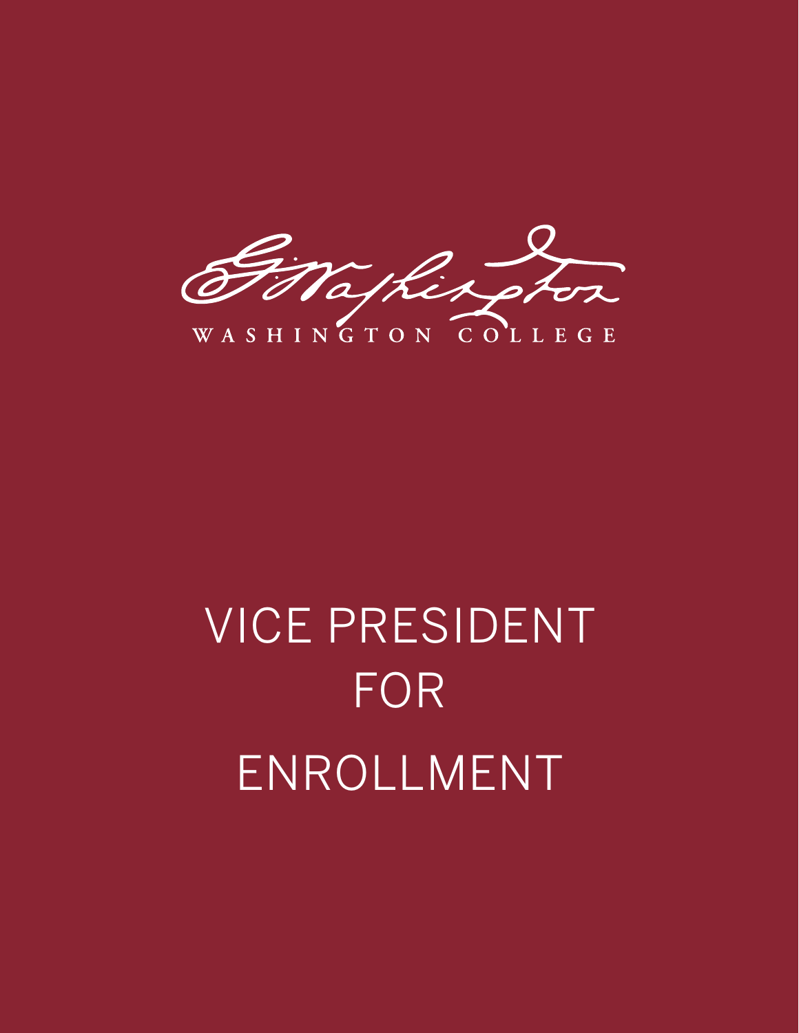WASHINGTON COLLEGE

# VICE PRESIDENT FOR ENROLLMENT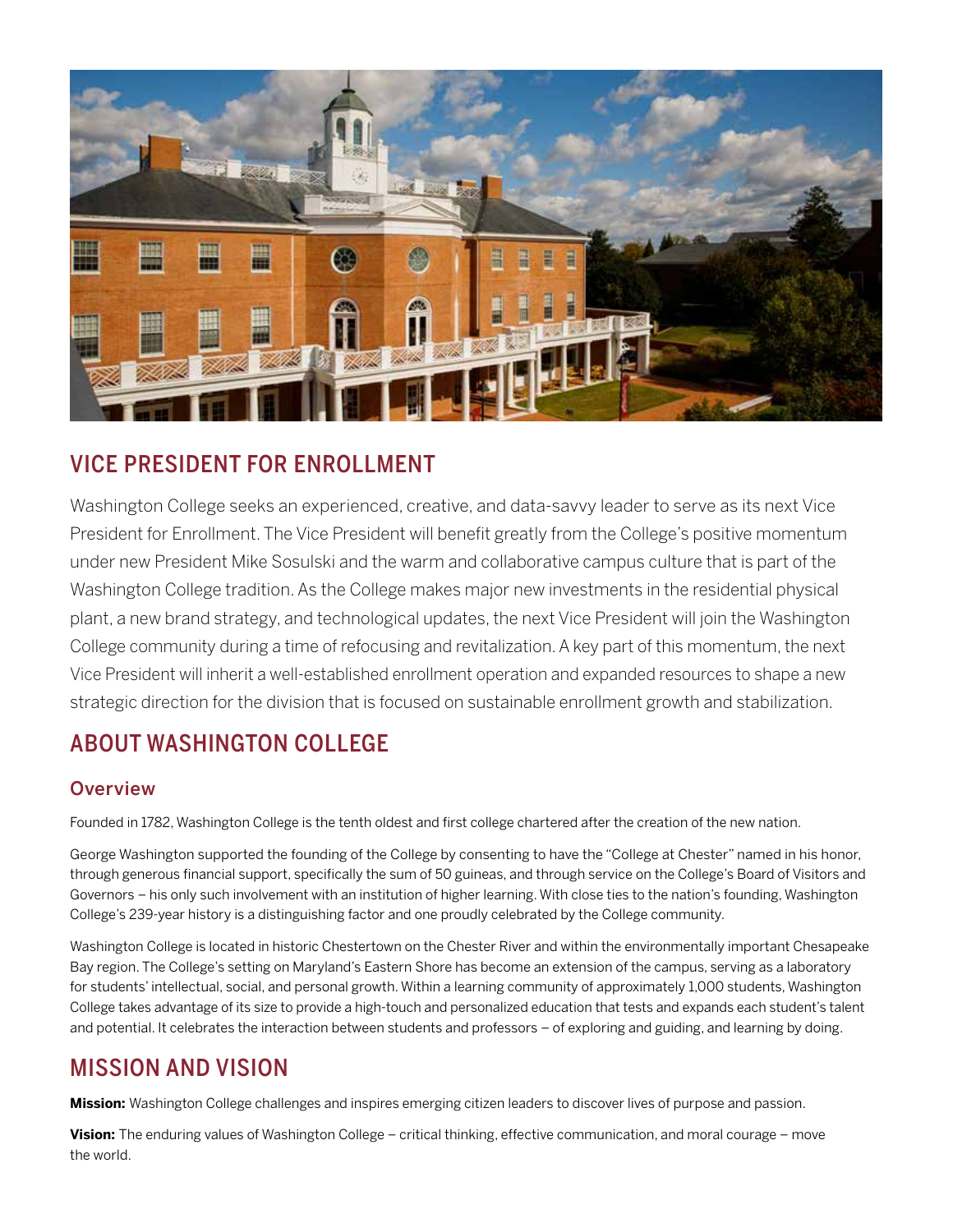## VICE PRESIDENT FOR ENROLLMENT

Washington College seeks an experienced, creative, and data-savvy leader to serve as its next Vice President for Enrollment. The Vice President will benefit greatly from the College's positive momentum under new President Mike Sosulski and the warm and collaborative campus culture that is part of the Washington College tradition. As the College makes major new investments in the residential physical plant, a new brand strategy, and technological updates, the next Vice President will join the Washington College community during a time of refocusing and revitalization. A key part of this momentum, the next Vice President will inherit a well-established enrollment operation and expanded resources to shape a new strategic direction for the division that is focused on sustainable enrollment growth and stabilization.

## ABOUT WASHINGTON COLLEGE

### Overview

Founded in 1782, Washington College is the tenth oldest and first college chartered after the creation of the new nation.

George Washington supported the founding of the College by consenting to have the "College at Chester" named in his honor, through generous financial support, specifically the sum of 50 guineas, and through service on the College's Board of Visitors and Governors – his only such involvement with an institution of higher learning. With close ties to the nation's founding, Washington College's 239-year history is a distinguishing factor and one proudly celebrated by the College community.

Washington College is located in historic Chestertown on the Chester River and within the environmentally important Chesapeake Bay region. The College's setting on Maryland's Eastern Shore has become an extension of the campus, serving as a laboratory for students' intellectual, social, and personal growth. Within a learning community of approximately 1,000 students, Washington College takes advantage of its size to provide a high-touch and personalized education that tests and expands each student's talent and potential. It celebrates the interaction between students and professors – of exploring and guiding, and learning by doing.

## MISSION AND VISION

**Mission:** Washington College challenges and inspires emerging citizen leaders to discover lives of purpose and passion.

**Vision:** The enduring values of Washington College – critical thinking, effective communication, and moral courage – move the world.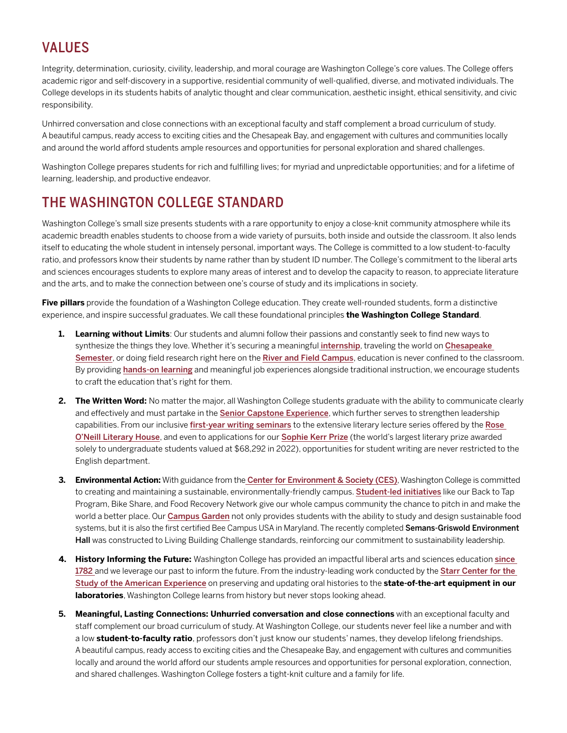## VALUES

Integrity, determination, curiosity, civility, leadership, and moral courage are Washington College's core values. The College offers academic rigor and self-discovery in a supportive, residential community of well-qualified, diverse, and motivated individuals. The College develops in its students habits of analytic thought and clear communication, aesthetic insight, ethical sensitivity, and civic responsibility.

Unhirred conversation and close connections with an exceptional faculty and staff complement a broad curriculum of study. A beautiful campus, ready access to exciting cities and the Chesapeak Bay, and engagement with cultures and communities locally and around the world afford students ample resources and opportunities for personal exploration and shared challenges.

Washington College prepares students for rich and fulfilling lives; for myriad and unpredictable opportunities; and for a lifetime of learning, leadership, and productive endeavor.

## THE WASHINGTON COLLEGE STANDARD

Washington College's small size presents students with a rare opportunity to enjoy a close-knit community atmosphere while its academic breadth enables students to choose from a wide variety of pursuits, both inside and outside the classroom. It also lends itself to educating the whole student in intensely personal, important ways. The College is committed to a low student-to-faculty ratio, and professors know their students by name rather than by student ID number. The College's commitment to the liberal arts and sciences encourages students to explore many areas of interest and to develop the capacity to reason, to appreciate literature and the arts, and to make the connection between one's course of study and its implications in society.

**Five pillars** provide the foundation of a Washington College education. They create well-rounded students, form a distinctive experience, and inspire successful graduates. We call these foundational principles **the Washington College Standard**.

1. **Learning without Limits**: Our students and alumni follow their passions and constantly seek to find new ways to synthesize the things they love. Whether it's securing a meaningful **internship**, traveling the world on **Chesapeake Semester**, or doing field research right here on the **River and Field Campus**, education is never confined to the classroom. By providing **hands-on learning** and meaningful job experiences alongside traditional instruction, we encourage students to craft the education that's right for them.

2. **The Written Word:** No matter the major, all Washington College students graduate with the ability to communicate clearly and effectively and must partake in the **Senior Capstone Experience**, which further serves to strengthen leadership capabilities. From our inclusive **first-year writing seminars** to the extensive literary lecture series offered by the **Rose O'Neill Literary House**, and even to applications for our **Sophie Kerr Prize** (the world's largest literary prize awarded solely to undergraduate students valued at $68,292 in 2022), opportunities for student writing are never restricted to the English department.

3. **Environmental Action:** With guidance from the **Center for Environment & Society (CES)**, Washington College is committed to creating and maintaining a sustainable, environmentally-friendly campus. **Student-led initiatives** like our Back to Tap Program, Bike Share, and Food Recovery Network give our whole campus community the chance to pitch in and make the world a better place. Our **Campus Garden** not only provides students with the ability to study and design sustainable food systems, but it is also the first certified Bee Campus USA in Maryland. The recently completed **Semans-Griswold Environment Hall** was constructed to Living Building Challenge standards, reinforcing our commitment to sustainability leadership.

4. **History Informing the Future:** Washington College has provided an impactful liberal arts and sciences education **since 1782** and we leverage our past to inform the future. From the industry-leading work conducted by the **Starr Center for the Study of the American Experience** on preserving and updating oral histories to the **state-of-the-art equipment in our laboratories**, Washington College learns from history but never stops looking ahead.

5. **Meaningful, Lasting Connections: Unhurried conversation and close connections** with an exceptional faculty and staff complement our broad curriculum of study. At Washington College, our students never feel like a number and with a low **student-to-faculty ratio**, professors don't just know our students' names, they develop lifelong friendships. A beautiful campus, ready access to exciting cities and the Chesapeake Bay, and engagement with cultures and communities locally and around the world afford our students ample resources and opportunities for personal exploration, connection, and shared challenges. Washington College fosters a tight-knit culture and a family for life.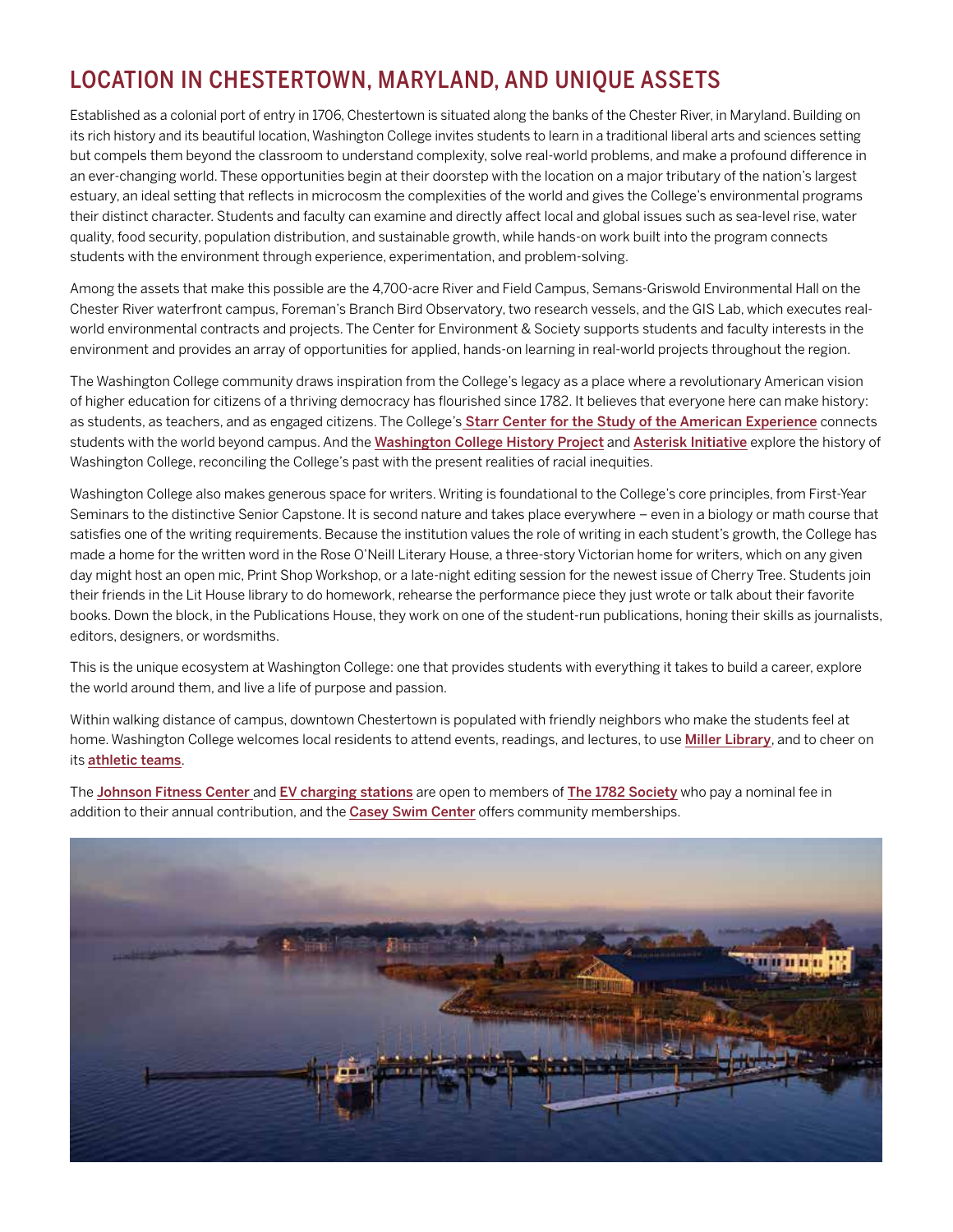## LOCATION IN CHESTERTOWN, MARYLAND, AND UNIQUE ASSETS

Established as a colonial port of entry in 1706, Chestertown is situated along the banks of the Chester River, in Maryland. Building on its rich history and its beautiful location, Washington College invites students to learn in a traditional liberal arts and sciences setting but compels them beyond the classroom to understand complexity, solve real-world problems, and make a profound difference in an ever-changing world. These opportunities begin at their doorstep with the location on a major tributary of the nation's largest estuary, an ideal setting that reflects in microcosm the complexities of the world and gives the College's environmental programs their distinct character. Students and faculty can examine and directly affect local and global issues such as sea-level rise, water quality, food security, population distribution, and sustainable growth, while hands-on work built into the program connects students with the environment through experience, experimentation, and problem-solving.

Among the assets that make this possible are the 4,700-acre River and Field Campus, Semans-Griswold Environmental Hall on the Chester River waterfront campus, Foreman's Branch Bird Observatory, two research vessels, and the GIS Lab, which executes real-world environmental contracts and projects. The Center for Environment & Society supports students and faculty interests in the environment and provides an array of opportunities for applied, hands-on learning in real-world projects throughout the region.

The Washington College community draws inspiration from the College's legacy as a place where a revolutionary American vision of higher education for citizens of a thriving democracy has flourished since 1782. It believes that everyone here can make history: as students, as teachers, and as engaged citizens. The College's **Starr Center for the Study of the American Experience** connects students with the world beyond campus. And the **Washington College History Project** and **Asterisk Initiative** explore the history of Washington College, reconciling the College's past with the present realities of racial inequities.

Washington College also makes generous space for writers. Writing is foundational to the College's core principles, from First-Year Seminars to the distinctive Senior Capstone. It is second nature and takes place everywhere – even in a biology or math course that satisfies one of the writing requirements. Because the institution values the role of writing in each student's growth, the College has made a home for the written word in the Rose O'Neill Literary House, a three-story Victorian home for writers, which on any given day might host an open mic, Print Shop Workshop, or a late-night editing session for the newest issue of Cherry Tree. Students join their friends in the Lit House library to do homework, rehearse the performance piece they just wrote or talk about their favorite books. Down the block, in the Publications House, they work on one of the student-run publications, honing their skills as journalists, editors, designers, or wordsmiths.

This is the unique ecosystem at Washington College: one that provides students with everything it takes to build a career, explore the world around them, and live a life of purpose and passion.

Within walking distance of campus, downtown Chestertown is populated with friendly neighbors who make the students feel at home. Washington College welcomes local residents to attend events, readings, and lectures, to use **Miller Library**, and to cheer on its **athletic teams**.

The **Johnson Fitness Center** and **EV charging stations** are open to members of **The 1782 Society** who pay a nominal fee in addition to their annual contribution, and the **Casey Swim Center** offers community memberships.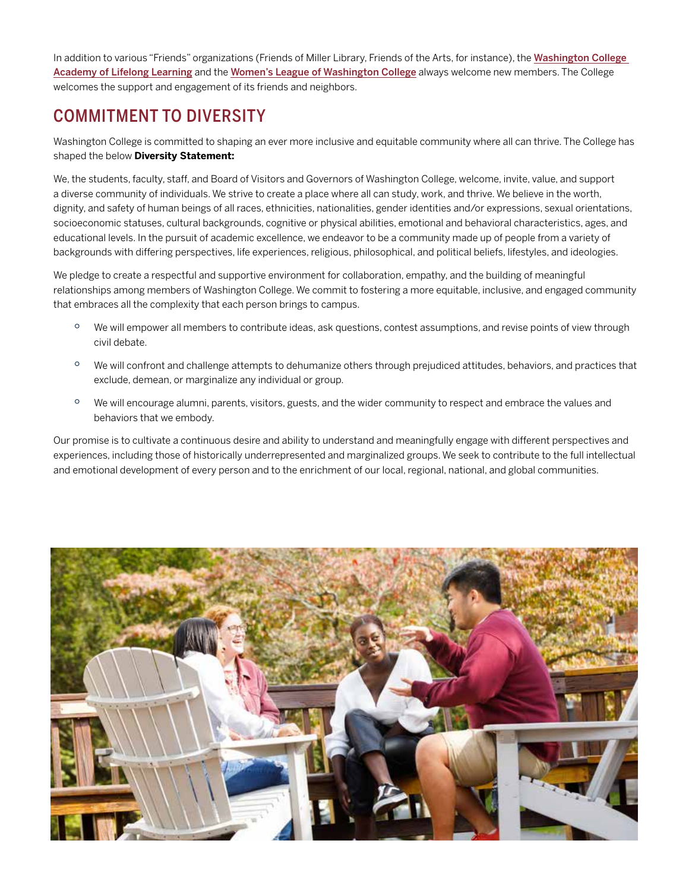In addition to various "Friends" organizations (Friends of Miller Library, Friends of the Arts, for instance), the Washington College Academy of Lifelong Learning and the Women's League of Washington College always welcome new members. The College welcomes the support and engagement of its friends and neighbors.

## COMMITMENT TO DIVERSITY

Washington College is committed to shaping an ever more inclusive and equitable community where all can thrive. The College has shaped the below **Diversity Statement:**

We, the students, faculty, staff, and Board of Visitors and Governors of Washington College, welcome, invite, value, and support a diverse community of individuals. We strive to create a place where all can study, work, and thrive. We believe in the worth, dignity, and safety of human beings of all races, ethnicities, nationalities, gender identities and/or expressions, sexual orientations, socioeconomic statuses, cultural backgrounds, cognitive or physical abilities, emotional and behavioral characteristics, ages, and educational levels. In the pursuit of academic excellence, we endeavor to be a community made up of people from a variety of backgrounds with differing perspectives, life experiences, religious, philosophical, and political beliefs, lifestyles, and ideologies.

We pledge to create a respectful and supportive environment for collaboration, empathy, and the building of meaningful relationships among members of Washington College. We commit to fostering a more equitable, inclusive, and engaged community that embraces all the complexity that each person brings to campus.

- We will empower all members to contribute ideas, ask questions, contest assumptions, and revise points of view through civil debate.
- We will confront and challenge attempts to dehumanize others through prejudiced attitudes, behaviors, and practices that exclude, demean, or marginalize any individual or group.
- We will encourage alumni, parents, visitors, guests, and the wider community to respect and embrace the values and behaviors that we embody.

Our promise is to cultivate a continuous desire and ability to understand and meaningfully engage with different perspectives and experiences, including those of historically underrepresented and marginalized groups. We seek to contribute to the full intellectual and emotional development of every person and to the enrichment of our local, regional, national, and global communities.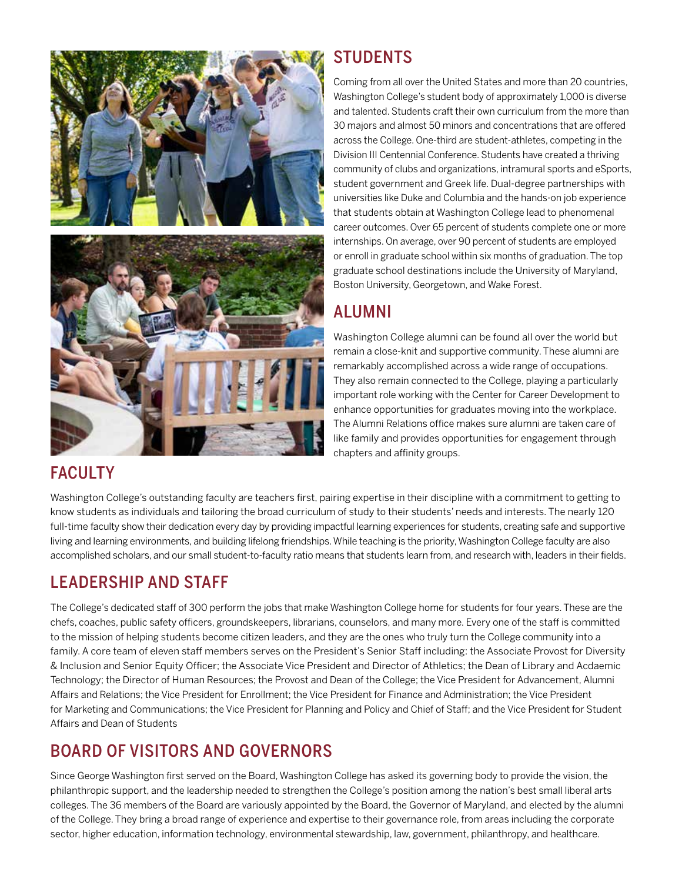## STUDENTS

Coming from all over the United States and more than 20 countries, Washington College's student body of approximately 1,000 is diverse and talented. Students craft their own curriculum from the more than 30 majors and almost 50 minors and concentrations that are offered across the College. One-third are student-athletes, competing in the Division III Centennial Conference. Students have created a thriving community of clubs and organizations, intramural sports and eSports, student government and Greek life. Dual-degree partnerships with universities like Duke and Columbia and the hands-on job experience that students obtain at Washington College lead to phenomenal career outcomes. Over 65 percent of students complete one or more internships. On average, over 90 percent of students are employed or enroll in graduate school within six months of graduation. The top graduate school destinations include the University of Maryland, Boston University, Georgetown, and Wake Forest.

## ALUMNI

Washington College alumni can be found all over the world but remain a close-knit and supportive community. These alumni are remarkably accomplished across a wide range of occupations. They also remain connected to the College, playing a particularly important role working with the Center for Career Development to enhance opportunities for graduates moving into the workplace. The Alumni Relations office makes sure alumni are taken care of like family and provides opportunities for engagement through chapters and affinity groups.

## FACULTY

Washington College's outstanding faculty are teachers first, pairing expertise in their discipline with a commitment to getting to know students as individuals and tailoring the broad curriculum of study to their students' needs and interests. The nearly 120 full-time faculty show their dedication every day by providing impactful learning experiences for students, creating safe and supportive living and learning environments, and building lifelong friendships. While teaching is the priority, Washington College faculty are also accomplished scholars, and our small student-to-faculty ratio means that students learn from, and research with, leaders in their fields.

## LEADERSHIP AND STAFF

The College's dedicated staff of 300 perform the jobs that make Washington College home for students for four years. These are the chefs, coaches, public safety officers, groundskeepers, librarians, counselors, and many more. Every one of the staff is committed to the mission of helping students become citizen leaders, and they are the ones who truly turn the College community into a family. A core team of eleven staff members serves on the President's Senior Staff including: the Associate Provost for Diversity & Inclusion and Senior Equity Officer; the Associate Vice President and Director of Athletics; the Dean of Library and Acdaemic Technology; the Director of Human Resources; the Provost and Dean of the College; the Vice President for Advancement, Alumni Affairs and Relations; the Vice President for Enrollment; the Vice President for Finance and Administration; the Vice President for Marketing and Communications; the Vice President for Planning and Policy and Chief of Staff; and the Vice President for Student Affairs and Dean of Students

## BOARD OF VISITORS AND GOVERNORS

Since George Washington first served on the Board, Washington College has asked its governing body to provide the vision, the philanthropic support, and the leadership needed to strengthen the College's position among the nation's best small liberal arts colleges. The 36 members of the Board are variously appointed by the Board, the Governor of Maryland, and elected by the alumni of the College. They bring a broad range of experience and expertise to their governance role, from areas including the corporate sector, higher education, information technology, environmental stewardship, law, government, philanthropy, and healthcare.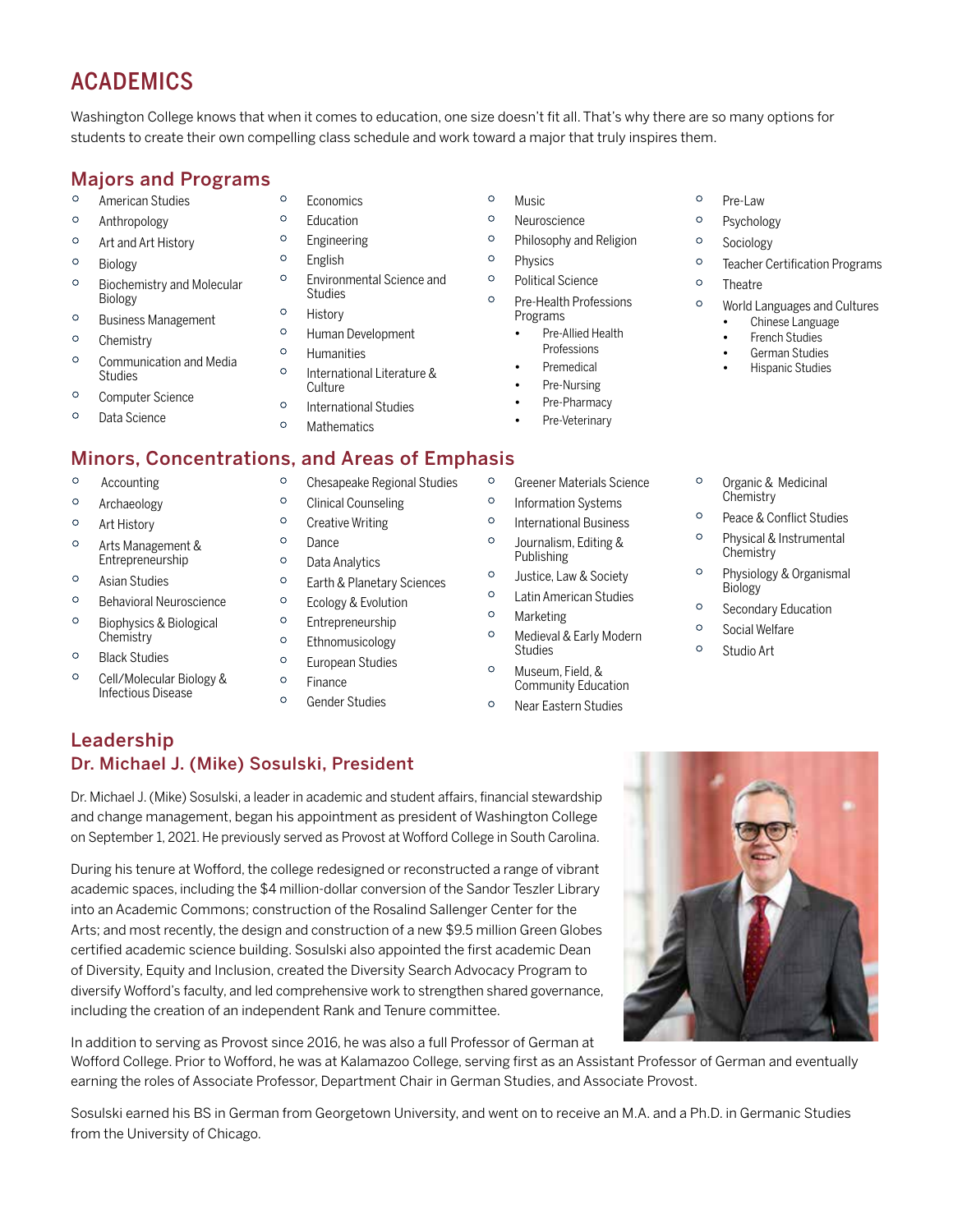# ACADEMICS

Washington College knows that when it comes to education, one size doesn't fit all. That's why there are so many options for students to create their own compelling class schedule and work toward a major that truly inspires them.

## Majors and Programs

- American Studies
- Anthropology
- Art and Art History
- Biology
- Biochemistry and Molecular Biology
- Business Management
- Chemistry
- Communication and Media Studies
- Computer Science
- Data Science
- Economics
- Education
- Engineering
- English
- Environmental Science and Studies
- History
- Human Development
- Humanities
- International Literature & Culture
- International Studies
- Mathematics
- Music
- Neuroscience
- Philosophy and Religion
- Physics
- Political Science
- Pre-Health Professions Programs
  - Pre-Allied Health Professions
  - Premedical
  - Pre-Nursing
  - Pre-Pharmacy
  - Pre-Veterinary
- Pre-Law
- Psychology
- Sociology
- Teacher Certification Programs
- Theatre
- World Languages and Cultures
  - Chinese Language
  - French Studies
  - German Studies
  - Hispanic Studies

## Minors, Concentrations, and Areas of Emphasis

- Accounting
- Archaeology
- Art History
- Arts Management & Entrepreneurship
- Asian Studies
- Behavioral Neuroscience
- Biophysics & Biological Chemistry
- Black Studies
- Cell/Molecular Biology & Infectious Disease
- Chesapeake Regional Studies
- Clinical Counseling
- Creative Writing
- Dance
- Data Analytics
- Earth & Planetary Sciences
- Ecology & Evolution
- Entrepreneurship
- Ethnomusicology
- European Studies
- Finance
- Gender Studies
- Greener Materials Science
- Information Systems
- International Business
- Journalism, Editing & Publishing
- Justice, Law & Society
- Latin American Studies
- Marketing
- Medieval & Early Modern Studies
- Museum, Field, & Community Education
- Near Eastern Studies
- Organic & Medicinal Chemistry
- Peace & Conflict Studies
- Physical & Instrumental Chemistry
- Physiology & Organismal Biology
- Secondary Education
- Social Welfare
- Studio Art

## Leadership

### Dr. Michael J. (Mike) Sosulski, President

Dr. Michael J. (Mike) Sosulski, a leader in academic and student affairs, financial stewardship and change management, began his appointment as president of Washington College on September 1, 2021. He previously served as Provost at Wofford College in South Carolina.

During his tenure at Wofford, the college redesigned or reconstructed a range of vibrant academic spaces, including the $4 million-dollar conversion of the Sandor Teszler Library into an Academic Commons; construction of the Rosalind Sallenger Center for the Arts; and most recently, the design and construction of a new $9.5 million Green Globes certified academic science building. Sosulski also appointed the first academic Dean of Diversity, Equity and Inclusion, created the Diversity Search Advocacy Program to diversify Wofford's faculty, and led comprehensive work to strengthen shared governance, including the creation of an independent Rank and Tenure committee.

In addition to serving as Provost since 2016, he was also a full Professor of German at Wofford College. Prior to Wofford, he was at Kalamazoo College, serving first as an Assistant Professor of German and eventually earning the roles of Associate Professor, Department Chair in German Studies, and Associate Provost.

Sosulski earned his BS in German from Georgetown University, and went on to receive an M.A. and a Ph.D. in Germanic Studies from the University of Chicago.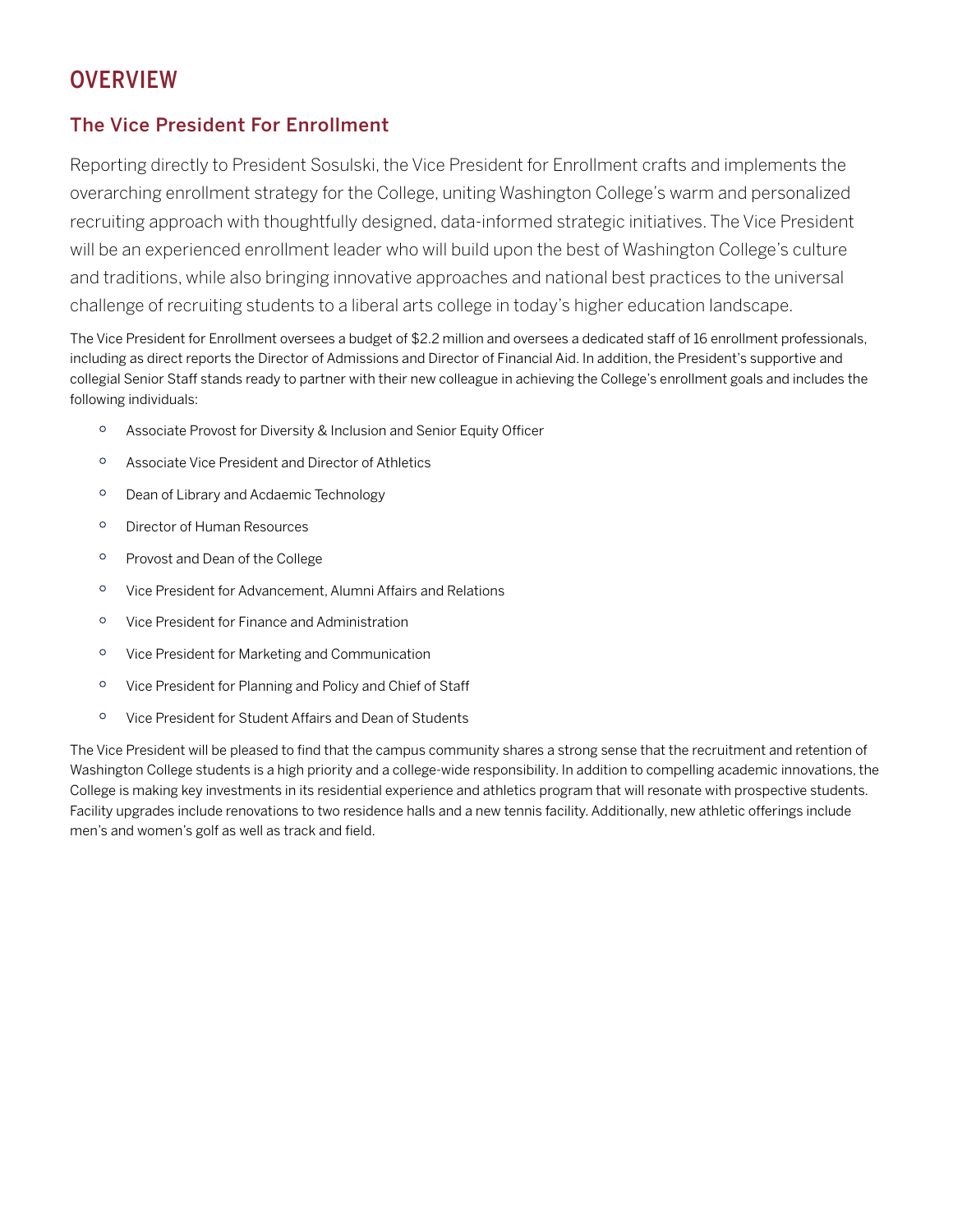# OVERVIEW

## The Vice President For Enrollment

Reporting directly to President Sosulski, the Vice President for Enrollment crafts and implements the overarching enrollment strategy for the College, uniting Washington College's warm and personalized recruiting approach with thoughtfully designed, data-informed strategic initiatives. The Vice President will be an experienced enrollment leader who will build upon the best of Washington College's culture and traditions, while also bringing innovative approaches and national best practices to the universal challenge of recruiting students to a liberal arts college in today's higher education landscape.

The Vice President for Enrollment oversees a budget of $2.2 million and oversees a dedicated staff of 16 enrollment professionals, including as direct reports the Director of Admissions and Director of Financial Aid. In addition, the President's supportive and collegial Senior Staff stands ready to partner with their new colleague in achieving the College's enrollment goals and includes the following individuals:

- Associate Provost for Diversity & Inclusion and Senior Equity Officer
- Associate Vice President and Director of Athletics
- Dean of Library and Acdaemic Technology
- Director of Human Resources
- Provost and Dean of the College
- Vice President for Advancement, Alumni Affairs and Relations
- Vice President for Finance and Administration
- Vice President for Marketing and Communication
- Vice President for Planning and Policy and Chief of Staff
- Vice President for Student Affairs and Dean of Students

The Vice President will be pleased to find that the campus community shares a strong sense that the recruitment and retention of Washington College students is a high priority and a college-wide responsibility. In addition to compelling academic innovations, the College is making key investments in its residential experience and athletics program that will resonate with prospective students. Facility upgrades include renovations to two residence halls and a new tennis facility. Additionally, new athletic offerings include men's and women's golf as well as track and field.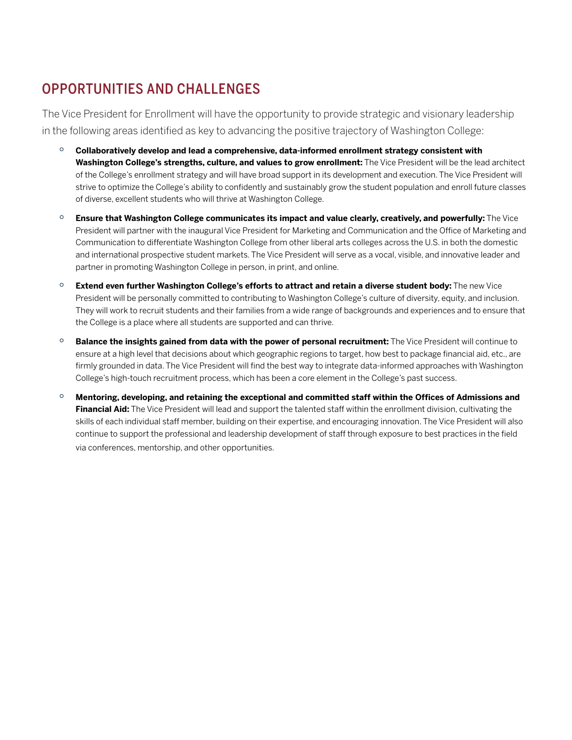## OPPORTUNITIES AND CHALLENGES

The Vice President for Enrollment will have the opportunity to provide strategic and visionary leadership in the following areas identified as key to advancing the positive trajectory of Washington College:

- **Collaboratively develop and lead a comprehensive, data-informed enrollment strategy consistent with Washington College's strengths, culture, and values to grow enrollment:** The Vice President will be the lead architect of the College's enrollment strategy and will have broad support in its development and execution. The Vice President will strive to optimize the College's ability to confidently and sustainably grow the student population and enroll future classes of diverse, excellent students who will thrive at Washington College.

- **Ensure that Washington College communicates its impact and value clearly, creatively, and powerfully:** The Vice President will partner with the inaugural Vice President for Marketing and Communication and the Office of Marketing and Communication to differentiate Washington College from other liberal arts colleges across the U.S. in both the domestic and international prospective student markets. The Vice President will serve as a vocal, visible, and innovative leader and partner in promoting Washington College in person, in print, and online.

- **Extend even further Washington College's efforts to attract and retain a diverse student body:** The new Vice President will be personally committed to contributing to Washington College's culture of diversity, equity, and inclusion. They will work to recruit students and their families from a wide range of backgrounds and experiences and to ensure that the College is a place where all students are supported and can thrive.

- **Balance the insights gained from data with the power of personal recruitment:** The Vice President will continue to ensure at a high level that decisions about which geographic regions to target, how best to package financial aid, etc., are firmly grounded in data. The Vice President will find the best way to integrate data-informed approaches with Washington College's high-touch recruitment process, which has been a core element in the College's past success.

- **Mentoring, developing, and retaining the exceptional and committed staff within the Offices of Admissions and Financial Aid:** The Vice President will lead and support the talented staff within the enrollment division, cultivating the skills of each individual staff member, building on their expertise, and encouraging innovation. The Vice President will also continue to support the professional and leadership development of staff through exposure to best practices in the field via conferences, mentorship, and other opportunities.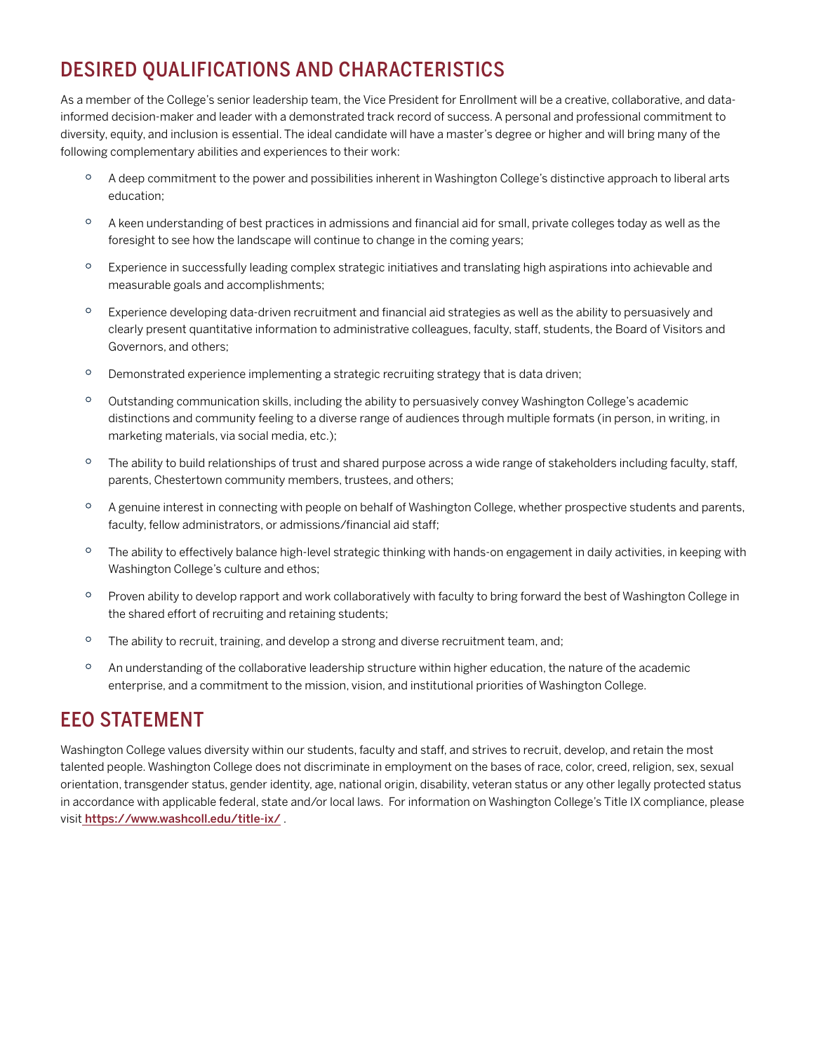## DESIRED QUALIFICATIONS AND CHARACTERISTICS

As a member of the College's senior leadership team, the Vice President for Enrollment will be a creative, collaborative, and data-informed decision-maker and leader with a demonstrated track record of success. A personal and professional commitment to diversity, equity, and inclusion is essential. The ideal candidate will have a master's degree or higher and will bring many of the following complementary abilities and experiences to their work:

- A deep commitment to the power and possibilities inherent in Washington College's distinctive approach to liberal arts education;
- A keen understanding of best practices in admissions and financial aid for small, private colleges today as well as the foresight to see how the landscape will continue to change in the coming years;
- Experience in successfully leading complex strategic initiatives and translating high aspirations into achievable and measurable goals and accomplishments;
- Experience developing data-driven recruitment and financial aid strategies as well as the ability to persuasively and clearly present quantitative information to administrative colleagues, faculty, staff, students, the Board of Visitors and Governors, and others;
- Demonstrated experience implementing a strategic recruiting strategy that is data driven;
- Outstanding communication skills, including the ability to persuasively convey Washington College's academic distinctions and community feeling to a diverse range of audiences through multiple formats (in person, in writing, in marketing materials, via social media, etc.);
- The ability to build relationships of trust and shared purpose across a wide range of stakeholders including faculty, staff, parents, Chestertown community members, trustees, and others;
- A genuine interest in connecting with people on behalf of Washington College, whether prospective students and parents, faculty, fellow administrators, or admissions/financial aid staff;
- The ability to effectively balance high-level strategic thinking with hands-on engagement in daily activities, in keeping with Washington College's culture and ethos;
- Proven ability to develop rapport and work collaboratively with faculty to bring forward the best of Washington College in the shared effort of recruiting and retaining students;
- The ability to recruit, training, and develop a strong and diverse recruitment team, and;
- An understanding of the collaborative leadership structure within higher education, the nature of the academic enterprise, and a commitment to the mission, vision, and institutional priorities of Washington College.

## EEO STATEMENT

Washington College values diversity within our students, faculty and staff, and strives to recruit, develop, and retain the most talented people. Washington College does not discriminate in employment on the bases of race, color, creed, religion, sex, sexual orientation, transgender status, gender identity, age, national origin, disability, veteran status or any other legally protected status in accordance with applicable federal, state and/or local laws. For information on Washington College's Title IX compliance, please visit https://www.washcoll.edu/title-ix/ .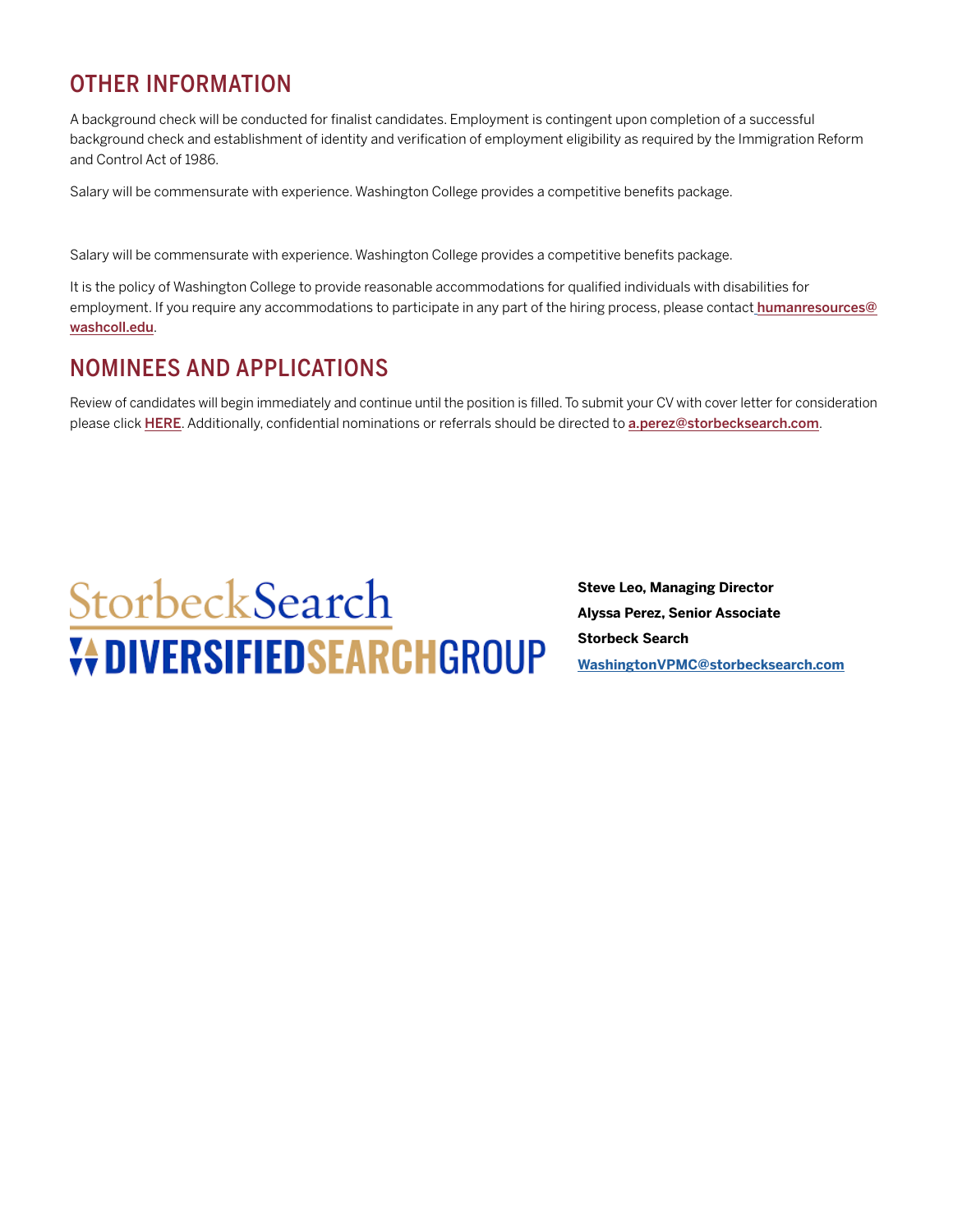## OTHER INFORMATION

A background check will be conducted for finalist candidates. Employment is contingent upon completion of a successful background check and establishment of identity and verification of employment eligibility as required by the Immigration Reform and Control Act of 1986.

Salary will be commensurate with experience. Washington College provides a competitive benefits package.

Salary will be commensurate with experience. Washington College provides a competitive benefits package.

It is the policy of Washington College to provide reasonable accommodations for qualified individuals with disabilities for employment. If you require any accommodations to participate in any part of the hiring process, please contact **humanresources@washcoll.edu**.

## NOMINEES AND APPLICATIONS

Review of candidates will begin immediately and continue until the position is filled. To submit your CV with cover letter for consideration please click **HERE**. Additionally, confidential nominations or referrals should be directed to **a.perez@storbecksearch.com**.

StorbeckSearch
DIVERSIFIEDSEARCHGROUP

**Steve Leo, Managing Director**

**Alyssa Perez, Senior Associate**

**Storbeck Search**

**WashingtonVPMC@storbecksearch.com**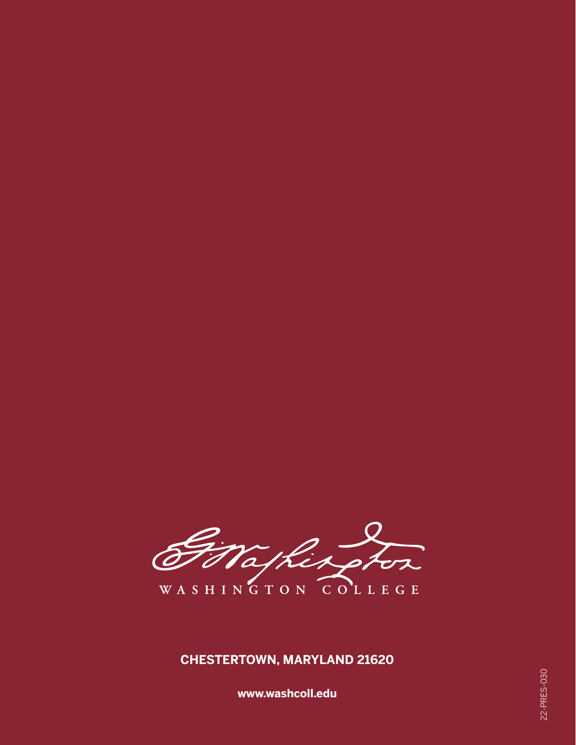WASHINGTON COLLEGE

**CHESTERTOWN, MARYLAND 21620**

**www.washcoll.edu**

22-PRES-030